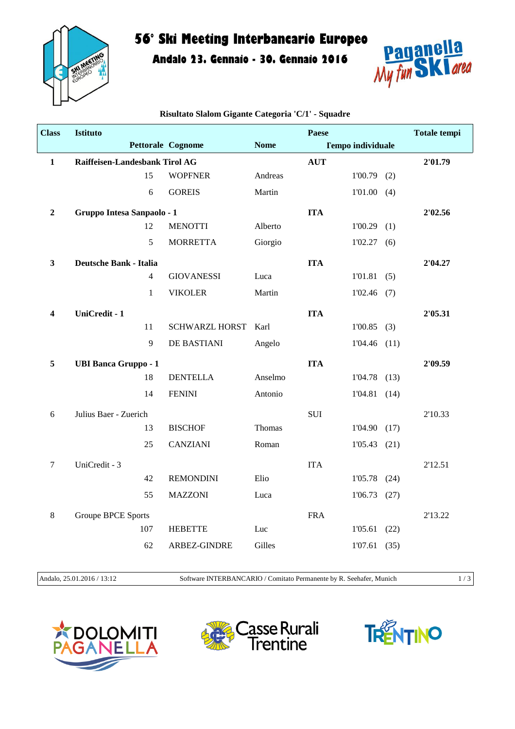# 56° Ski Meeting Interbancario Europeo

## Andalo 23. Gennaio - 30. Gennaio 2016

### Risultato Slalom Gigante Categoria 'C/1' - Squadre

| Class | Istituto / Pettorale | Cognome | Nome | Paese / Tempo individuale | | Totale tempi |
|---|---|---|---|---|---|---|
| **1** | **Raiffeisen-Landesbank Tirol AG** | | | **AUT** | | **2'01.79** |
| | 15 | WOPFNER | Andreas | 1'00.79 | (2) | |
| | 6 | GOREIS | Martin | 1'01.00 | (4) | |
| **2** | **Gruppo Intesa Sanpaolo - 1** | | | **ITA** | | **2'02.56** |
| | 12 | MENOTTI | Alberto | 1'00.29 | (1) | |
| | 5 | MORRETTA | Giorgio | 1'02.27 | (6) | |
| **3** | **Deutsche Bank - Italia** | | | **ITA** | | **2'04.27** |
| | 4 | GIOVANESSI | Luca | 1'01.81 | (5) | |
| | 1 | VIKOLER | Martin | 1'02.46 | (7) | |
| **4** | **UniCredit - 1** | | | **ITA** | | **2'05.31** |
| | 11 | SCHWARZL HORST | Karl | 1'00.85 | (3) | |
| | 9 | DE BASTIANI | Angelo | 1'04.46 | (11) | |
| **5** | **UBI Banca Gruppo - 1** | | | **ITA** | | **2'09.59** |
| | 18 | DENTELLA | Anselmo | 1'04.78 | (13) | |
| | 14 | FENINI | Antonio | 1'04.81 | (14) | |
| 6 | Julius Baer - Zuerich | | | SUI | | 2'10.33 |
| | 13 | BISCHOF | Thomas | 1'04.90 | (17) | |
| | 25 | CANZIANI | Roman | 1'05.43 | (21) | |
| 7 | UniCredit - 3 | | | ITA | | 2'12.51 |
| | 42 | REMONDINI | Elio | 1'05.78 | (24) | |
| | 55 | MAZZONI | Luca | 1'06.73 | (27) | |
| 8 | Groupe BPCE Sports | | | FRA | | 2'13.22 |
| | 107 | HEBETTE | Luc | 1'05.61 | (22) | |
| | 62 | ARBEZ-GINDRE | Gilles | 1'07.61 | (35) | |

Andalo, 25.01.2016 / 13:12 — Software INTERBANCARIO / Comitato Permanente by R. Seehafer, Munich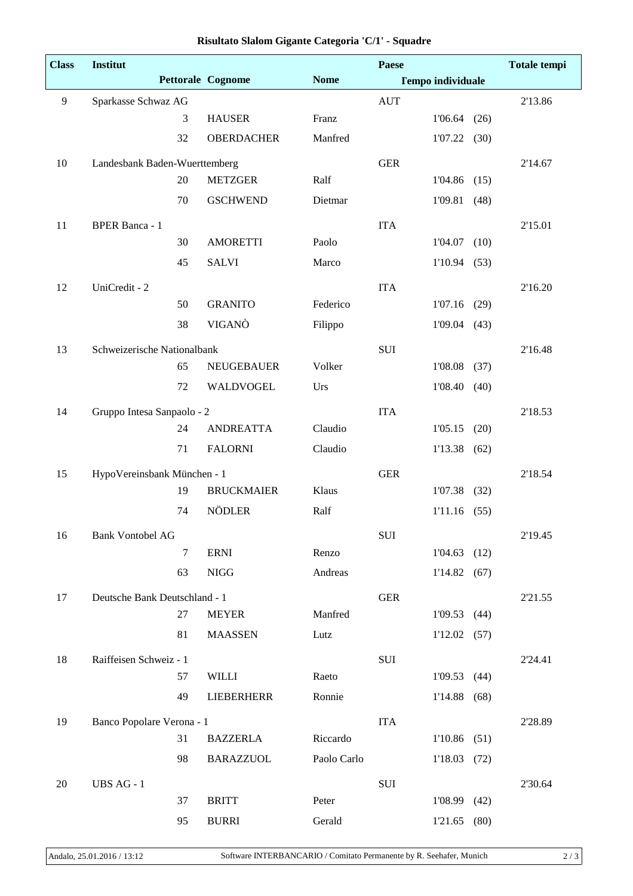# Risultato Slalom Gigante Categoria 'C/1' - Squadre

| Class | Institut | | | | Paese | | | Totale tempi |
|---|---|---|---|---|---|---|---|---|
| | | Pettorale | Cognome | Nome | Tempo individuale | | | |
| 9 | Sparkasse Schwaz AG | | | | AUT | | | 2'13.86 |
| | | 3 | HAUSER | Franz | | 1'06.64 | (26) | |
| | | 32 | OBERDACHER | Manfred | | 1'07.22 | (30) | |
| 10 | Landesbank Baden-Wuerttemberg | | | | GER | | | 2'14.67 |
| | | 20 | METZGER | Ralf | | 1'04.86 | (15) | |
| | | 70 | GSCHWEND | Dietmar | | 1'09.81 | (48) | |
| 11 | BPER Banca - 1 | | | | ITA | | | 2'15.01 |
| | | 30 | AMORETTI | Paolo | | 1'04.07 | (10) | |
| | | 45 | SALVI | Marco | | 1'10.94 | (53) | |
| 12 | UniCredit - 2 | | | | ITA | | | 2'16.20 |
| | | 50 | GRANITO | Federico | | 1'07.16 | (29) | |
| | | 38 | VIGANÒ | Filippo | | 1'09.04 | (43) | |
| 13 | Schweizerische Nationalbank | | | | SUI | | | 2'16.48 |
| | | 65 | NEUGEBAUER | Volker | | 1'08.08 | (37) | |
| | | 72 | WALDVOGEL | Urs | | 1'08.40 | (40) | |
| 14 | Gruppo Intesa Sanpaolo - 2 | | | | ITA | | | 2'18.53 |
| | | 24 | ANDREATTA | Claudio | | 1'05.15 | (20) | |
| | | 71 | FALORNI | Claudio | | 1'13.38 | (62) | |
| 15 | HypoVereinsbank München - 1 | | | | GER | | | 2'18.54 |
| | | 19 | BRUCKMAIER | Klaus | | 1'07.38 | (32) | |
| | | 74 | NÖDLER | Ralf | | 1'11.16 | (55) | |
| 16 | Bank Vontobel AG | | | | SUI | | | 2'19.45 |
| | | 7 | ERNI | Renzo | | 1'04.63 | (12) | |
| | | 63 | NIGG | Andreas | | 1'14.82 | (67) | |
| 17 | Deutsche Bank Deutschland - 1 | | | | GER | | | 2'21.55 |
| | | 27 | MEYER | Manfred | | 1'09.53 | (44) | |
| | | 81 | MAASSEN | Lutz | | 1'12.02 | (57) | |
| 18 | Raiffeisen Schweiz - 1 | | | | SUI | | | 2'24.41 |
| | | 57 | WILLI | Raeto | | 1'09.53 | (44) | |
| | | 49 | LIEBERHERR | Ronnie | | 1'14.88 | (68) | |
| 19 | Banco Popolare Verona - 1 | | | | ITA | | | 2'28.89 |
| | | 31 | BAZZERLA | Riccardo | | 1'10.86 | (51) | |
| | | 98 | BARAZZUOL | Paolo Carlo | | 1'18.03 | (72) | |
| 20 | UBS AG - 1 | | | | SUI | | | 2'30.64 |
| | | 37 | BRITT | Peter | | 1'08.99 | (42) | |
| | | 95 | BURRI | Gerald | | 1'21.65 | (80) | |

Andalo, 25.01.2016 / 13:12 — Software INTERBANCARIO / Comitato Permanente by R. Seehafer, Munich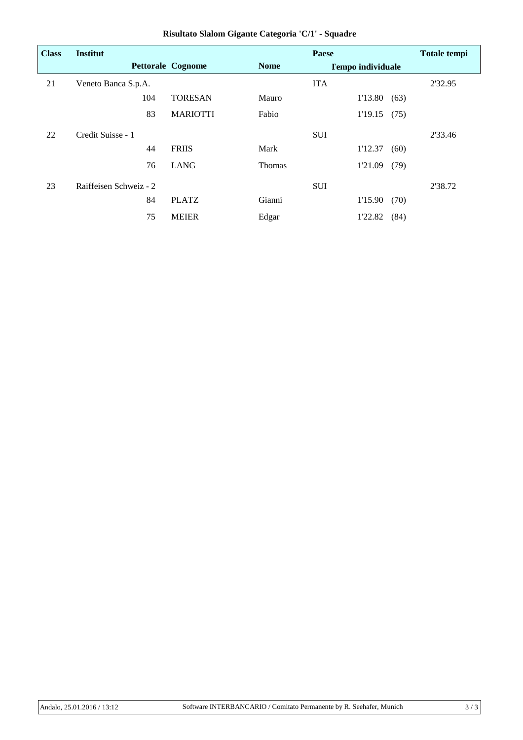# Risultato Slalom Gigante Categoria 'C/1' - Squadre

| Class | Institut | | | Paese | | | Totale tempi |
|---|---|---|---|---|---|---|---|
| | Pettorale | Cognome | Nome | Tempo individuale | | | |
| 21 | Veneto Banca S.p.A. | | | ITA | | | 2'32.95 |
| | 104 | TORESAN | Mauro | | 1'13.80 | (63) | |
| | 83 | MARIOTTI | Fabio | | 1'19.15 | (75) | |
| 22 | Credit Suisse - 1 | | | SUI | | | 2'33.46 |
| | 44 | FRIIS | Mark | | 1'12.37 | (60) | |
| | 76 | LANG | Thomas | | 1'21.09 | (79) | |
| 23 | Raiffeisen Schweiz - 2 | | | SUI | | | 2'38.72 |
| | 84 | PLATZ | Gianni | | 1'15.90 | (70) | |
| | 75 | MEIER | Edgar | | 1'22.82 | (84) | |

Andalo, 25.01.2016 / 13:12 Software INTERBANCARIO / Comitato Permanente by R. Seehafer, Munich